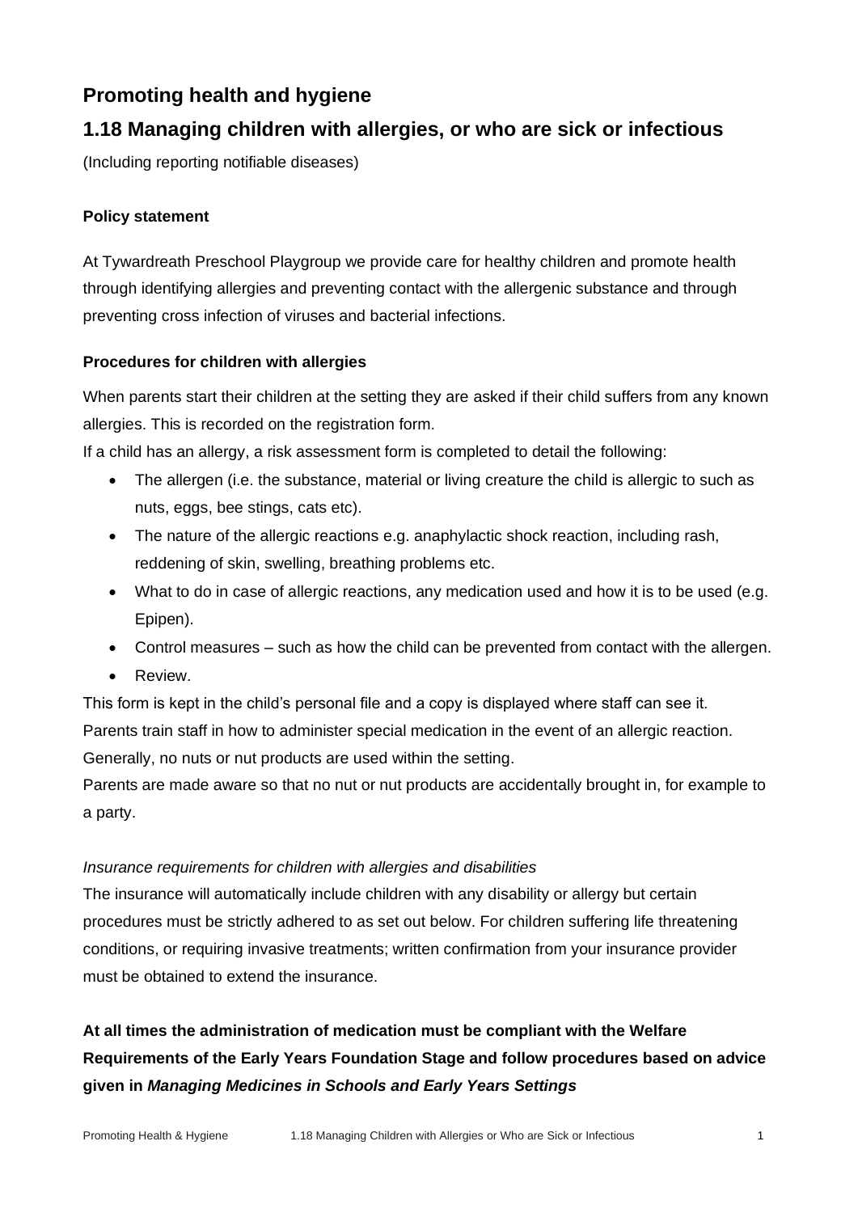# Promoting health and hygiene

## 1.18 Managing children with allergies, or who are sick or infectious

(Including reporting notifiable diseases)

**Policy statement**

At Tywardreath Preschool Playgroup we provide care for healthy children and promote health through identifying allergies and preventing contact with the allergenic substance and through preventing cross infection of viruses and bacterial infections.

**Procedures for children with allergies**

When parents start their children at the setting they are asked if their child suffers from any known allergies. This is recorded on the registration form.

If a child has an allergy, a risk assessment form is completed to detail the following:

- The allergen (i.e. the substance, material or living creature the child is allergic to such as nuts, eggs, bee stings, cats etc).
- The nature of the allergic reactions e.g. anaphylactic shock reaction, including rash, reddening of skin, swelling, breathing problems etc.
- What to do in case of allergic reactions, any medication used and how it is to be used (e.g. Epipen).
- Control measures – such as how the child can be prevented from contact with the allergen.
- Review.

This form is kept in the child's personal file and a copy is displayed where staff can see it.

Parents train staff in how to administer special medication in the event of an allergic reaction.

Generally, no nuts or nut products are used within the setting.

Parents are made aware so that no nut or nut products are accidentally brought in, for example to a party.

*Insurance requirements for children with allergies and disabilities*

The insurance will automatically include children with any disability or allergy but certain procedures must be strictly adhered to as set out below. For children suffering life threatening conditions, or requiring invasive treatments; written confirmation from your insurance provider must be obtained to extend the insurance.

**At all times the administration of medication must be compliant with the Welfare Requirements of the Early Years Foundation Stage and follow procedures based on advice given in *Managing Medicines in Schools and Early Years Settings***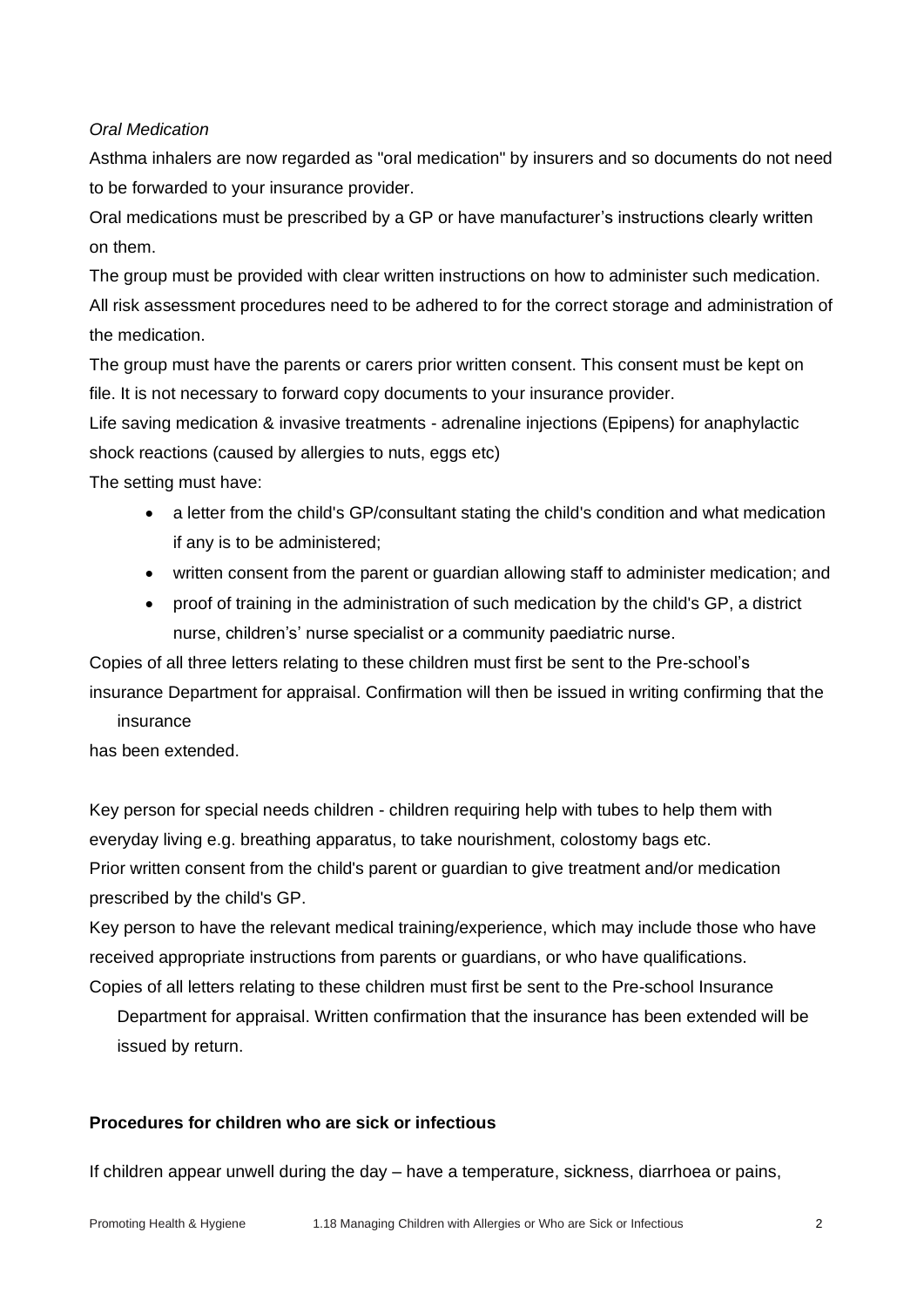*Oral Medication*

Asthma inhalers are now regarded as "oral medication" by insurers and so documents do not need to be forwarded to your insurance provider.

Oral medications must be prescribed by a GP or have manufacturer's instructions clearly written on them.

The group must be provided with clear written instructions on how to administer such medication.

All risk assessment procedures need to be adhered to for the correct storage and administration of the medication.

The group must have the parents or carers prior written consent. This consent must be kept on file. It is not necessary to forward copy documents to your insurance provider.

Life saving medication & invasive treatments - adrenaline injections (Epipens) for anaphylactic shock reactions (caused by allergies to nuts, eggs etc)

The setting must have:

- a letter from the child's GP/consultant stating the child's condition and what medication if any is to be administered;
- written consent from the parent or guardian allowing staff to administer medication; and
- proof of training in the administration of such medication by the child's GP, a district nurse, children's' nurse specialist or a community paediatric nurse.

Copies of all three letters relating to these children must first be sent to the Pre-school's insurance Department for appraisal. Confirmation will then be issued in writing confirming that the insurance has been extended.

Key person for special needs children - children requiring help with tubes to help them with everyday living e.g. breathing apparatus, to take nourishment, colostomy bags etc.

Prior written consent from the child's parent or guardian to give treatment and/or medication prescribed by the child's GP.

Key person to have the relevant medical training/experience, which may include those who have received appropriate instructions from parents or guardians, or who have qualifications.

Copies of all letters relating to these children must first be sent to the Pre-school Insurance Department for appraisal. Written confirmation that the insurance has been extended will be issued by return.

**Procedures for children who are sick or infectious**

If children appear unwell during the day – have a temperature, sickness, diarrhoea or pains,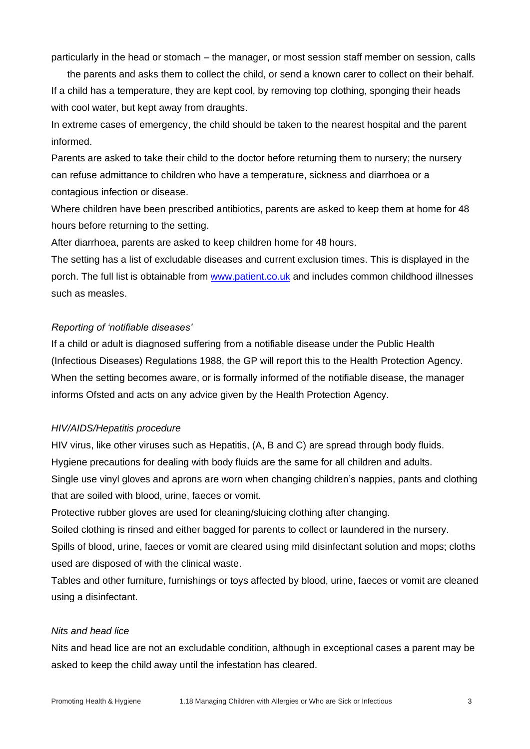particularly in the head or stomach – the manager, or most session staff member on session, calls the parents and asks them to collect the child, or send a known carer to collect on their behalf.

If a child has a temperature, they are kept cool, by removing top clothing, sponging their heads with cool water, but kept away from draughts.

In extreme cases of emergency, the child should be taken to the nearest hospital and the parent informed.

Parents are asked to take their child to the doctor before returning them to nursery; the nursery can refuse admittance to children who have a temperature, sickness and diarrhoea or a contagious infection or disease.

Where children have been prescribed antibiotics, parents are asked to keep them at home for 48 hours before returning to the setting.

After diarrhoea, parents are asked to keep children home for 48 hours.

The setting has a list of excludable diseases and current exclusion times. This is displayed in the porch. The full list is obtainable from [www.patient.co.uk](http://www.patient.co.uk) and includes common childhood illnesses such as measles.

*Reporting of 'notifiable diseases'*

If a child or adult is diagnosed suffering from a notifiable disease under the Public Health (Infectious Diseases) Regulations 1988, the GP will report this to the Health Protection Agency.

When the setting becomes aware, or is formally informed of the notifiable disease, the manager informs Ofsted and acts on any advice given by the Health Protection Agency.

*HIV/AIDS/Hepatitis procedure*

HIV virus, like other viruses such as Hepatitis, (A, B and C) are spread through body fluids.

Hygiene precautions for dealing with body fluids are the same for all children and adults.

Single use vinyl gloves and aprons are worn when changing children's nappies, pants and clothing that are soiled with blood, urine, faeces or vomit.

Protective rubber gloves are used for cleaning/sluicing clothing after changing.

Soiled clothing is rinsed and either bagged for parents to collect or laundered in the nursery.

Spills of blood, urine, faeces or vomit are cleared using mild disinfectant solution and mops; cloths used are disposed of with the clinical waste.

Tables and other furniture, furnishings or toys affected by blood, urine, faeces or vomit are cleaned using a disinfectant.

*Nits and head lice*

Nits and head lice are not an excludable condition, although in exceptional cases a parent may be asked to keep the child away until the infestation has cleared.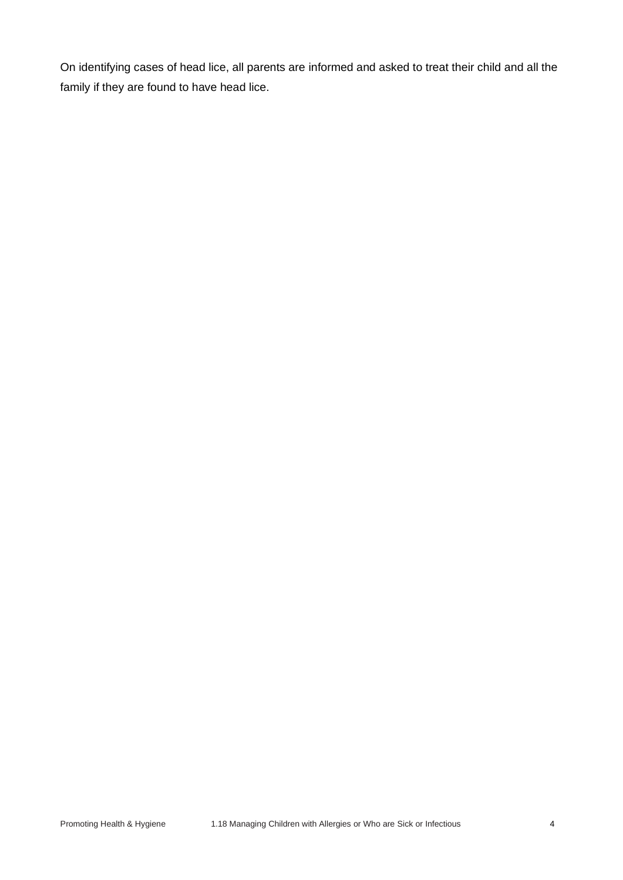On identifying cases of head lice, all parents are informed and asked to treat their child and all the family if they are found to have head lice.